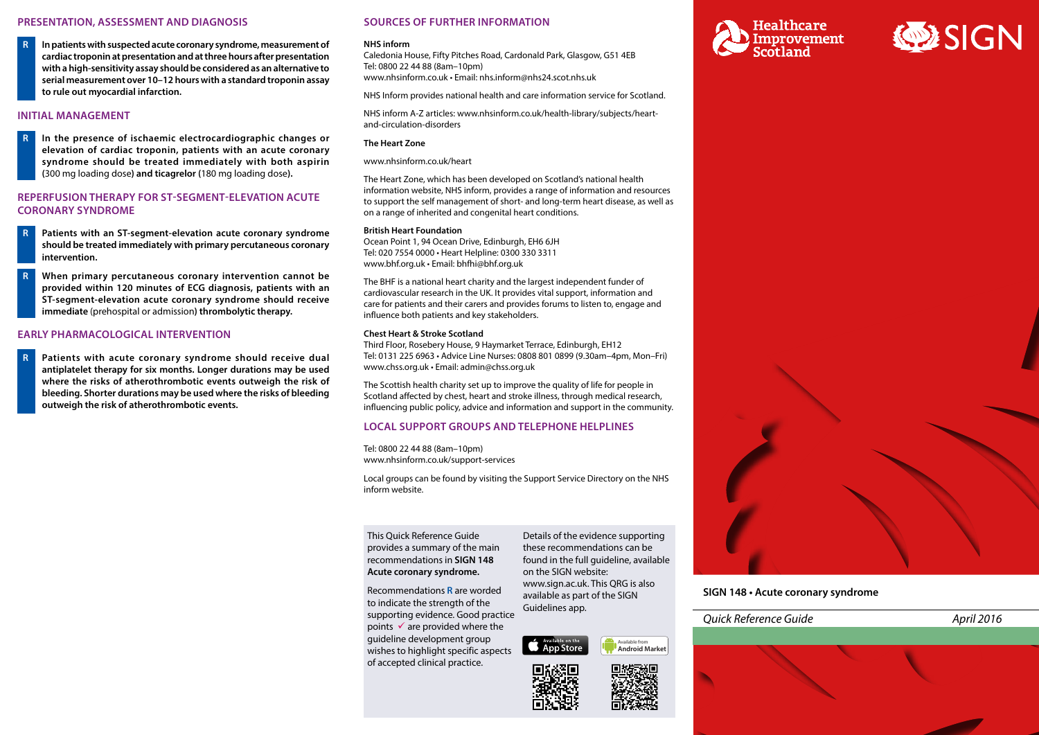# SIGN 148 • Acute coronary syndrome

*Quick Reference Guide* — *April 2016*

Healthcare Improvement Scotland

SIGN

## PRESENTATION, ASSESSMENT AND DIAGNOSIS

**R** **In patients with suspected acute coronary syndrome, measurement of cardiac troponin at presentation and at three hours after presentation with a high-sensitivity assay should be considered as an alternative to serial measurement over 10–12 hours with a standard troponin assay to rule out myocardial infarction.**

## INITIAL MANAGEMENT

**R** **In the presence of ischaemic electrocardiographic changes or elevation of cardiac troponin, patients with an acute coronary syndrome should be treated immediately with both aspirin** (300 mg loading dose) **and ticagrelor** (180 mg loading dose)**.**

## REPERFUSION THERAPY FOR ST-SEGMENT-ELEVATION ACUTE CORONARY SYNDROME

**R** **Patients with an ST-segment-elevation acute coronary syndrome should be treated immediately with primary percutaneous coronary intervention.**

**R** **When primary percutaneous coronary intervention cannot be provided within 120 minutes of ECG diagnosis, patients with an ST-segment-elevation acute coronary syndrome should receive immediate** (prehospital or admission) **thrombolytic therapy.**

## EARLY PHARMACOLOGICAL INTERVENTION

**R** **Patients with acute coronary syndrome should receive dual antiplatelet therapy for six months. Longer durations may be used where the risks of atherothrombotic events outweigh the risk of bleeding. Shorter durations may be used where the risks of bleeding outweigh the risk of atherothrombotic events.**

## SOURCES OF FURTHER INFORMATION

**NHS inform**
Caledonia House, Fifty Pitches Road, Cardonald Park, Glasgow, G51 4EB
Tel: 0800 22 44 88 (8am–10pm)
www.nhsinform.co.uk • Email: nhs.inform@nhs24.scot.nhs.uk

NHS Inform provides national health and care information service for Scotland.

NHS inform A-Z articles: www.nhsinform.co.uk/health-library/subjects/heart-and-circulation-disorders

**The Heart Zone**

www.nhsinform.co.uk/heart

The Heart Zone, which has been developed on Scotland's national health information website, NHS inform, provides a range of information and resources to support the self management of short- and long-term heart disease, as well as on a range of inherited and congenital heart conditions.

**British Heart Foundation**
Ocean Point 1, 94 Ocean Drive, Edinburgh, EH6 6JH
Tel: 020 7554 0000 • Heart Helpline: 0300 330 3311
www.bhf.org.uk • Email: bhfhi@bhf.org.uk

The BHF is a national heart charity and the largest independent funder of cardiovascular research in the UK. It provides vital support, information and care for patients and their carers and provides forums to listen to, engage and influence both patients and key stakeholders.

**Chest Heart & Stroke Scotland**
Third Floor, Rosebery House, 9 Haymarket Terrace, Edinburgh, EH12
Tel: 0131 225 6963 • Advice Line Nurses: 0808 801 0899 (9.30am–4pm, Mon–Fri)
www.chss.org.uk • Email: admin@chss.org.uk

The Scottish health charity set up to improve the quality of life for people in Scotland affected by chest, heart and stroke illness, through medical research, influencing public policy, advice and information and support in the community.

## LOCAL SUPPORT GROUPS AND TELEPHONE HELPLINES

Tel: 0800 22 44 88 (8am–10pm)
www.nhsinform.co.uk/support-services

Local groups can be found by visiting the Support Service Directory on the NHS inform website.

This Quick Reference Guide provides a summary of the main recommendations in **SIGN 148 Acute coronary syndrome.**

Recommendations **R** are worded to indicate the strength of the supporting evidence. Good practice points ✓ are provided where the guideline development group wishes to highlight specific aspects of accepted clinical practice.

Details of the evidence supporting these recommendations can be found in the full guideline, available on the SIGN website: www.sign.ac.uk. This QRG is also available as part of the SIGN Guidelines app.

Available on the App Store • Available from Android Market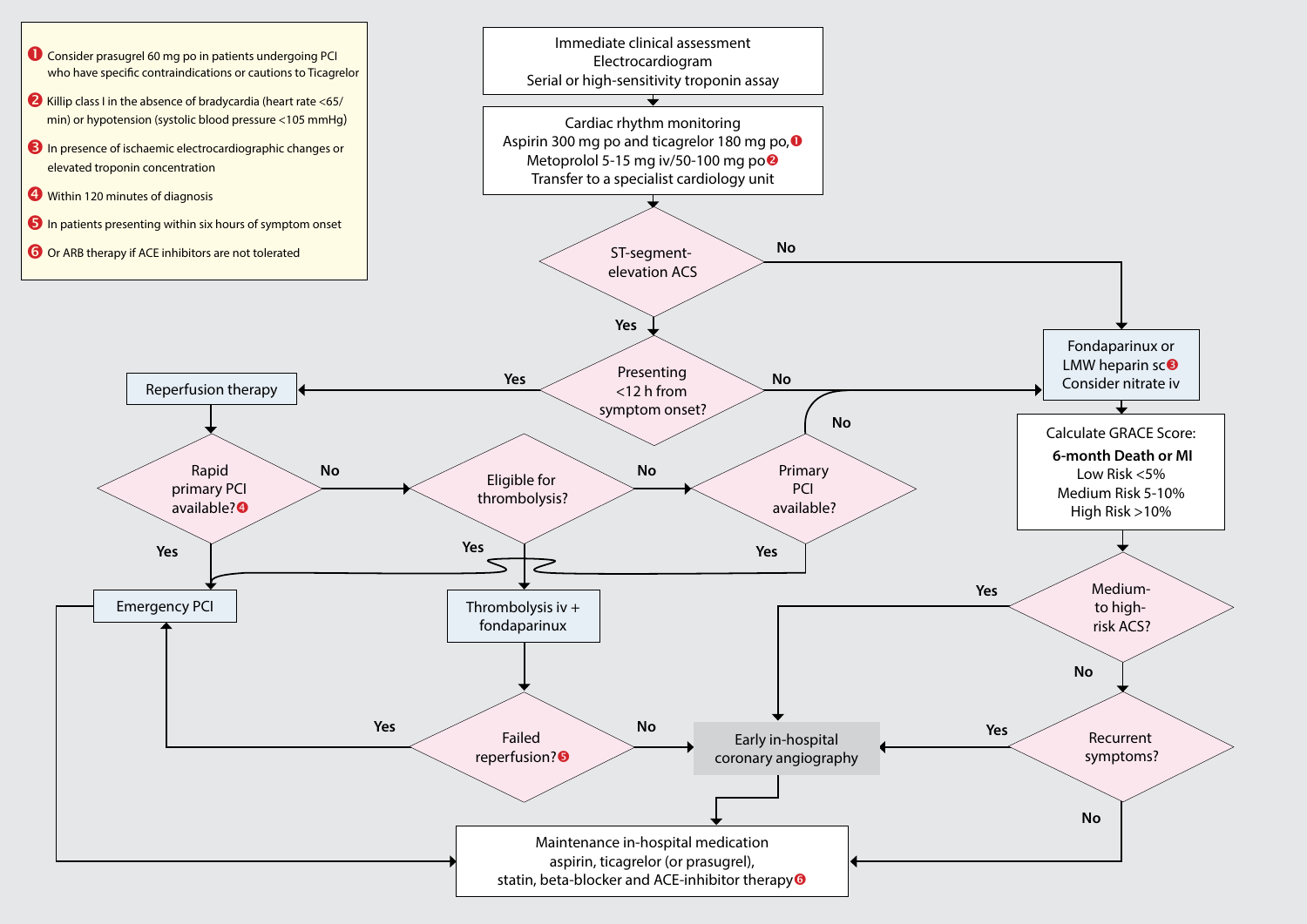1. Consider prasugrel 60 mg po in patients undergoing PCI who have specific contraindications or cautions to Ticagrelor
2. Killip class I in the absence of bradycardia (heart rate <65/min) or hypotension (systolic blood pressure <105 mmHg)
3. In presence of ischaemic electrocardiographic changes or elevated troponin concentration
4. Within 120 minutes of diagnosis
5. In patients presenting within six hours of symptom onset
6. Or ARB therapy if ACE inhibitors are not tolerated

Immediate clinical assessment
Electrocardiogram
Serial or high-sensitivity troponin assay

Cardiac rhythm monitoring
Aspirin 300 mg po and ticagrelor 180 mg po,[1]
Metoprolol 5-15 mg iv/50-100 mg po[2]
Transfer to a specialist cardiology unit

ST-segment-elevation ACS

No

Yes

Presenting <12 h from symptom onset?

Yes

No

Reperfusion therapy

Fondaparinux or LMW heparin sc[3]
Consider nitrate iv

Calculate GRACE Score:
**6-month Death or MI**
Low Risk <5%
Medium Risk 5-10%
High Risk >10%

Rapid primary PCI available?[4]

No

Eligible for thrombolysis?

No

Primary PCI available?

No

Yes

Yes

Yes

Emergency PCI

Thrombolysis iv + fondaparinux

Medium- to high-risk ACS?

Yes

No

Failed reperfusion?[5]

Yes

No

Early in-hospital coronary angiography

Recurrent symptoms?

Yes

No

Maintenance in-hospital medication
aspirin, ticagrelor (or prasugrel),
statin, beta-blocker and ACE-inhibitor therapy[6]